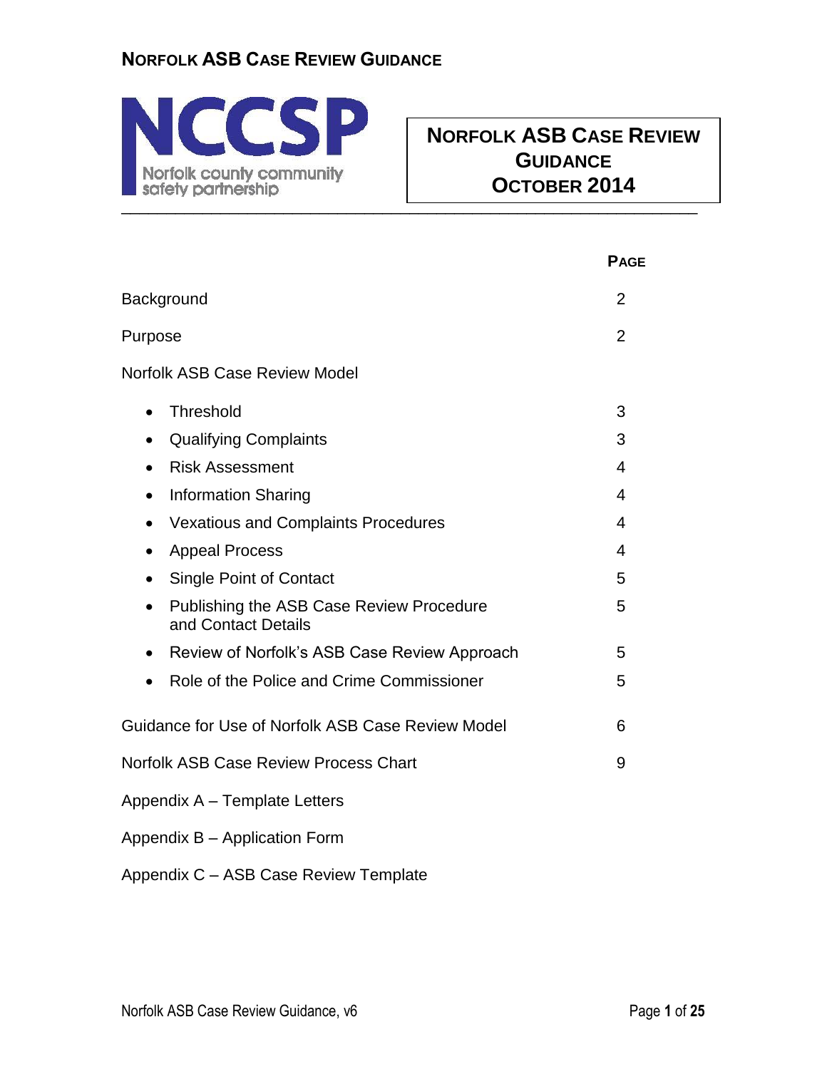# Norfolk ASB Case Review Guidance

NCCSP
Norfolk county community safety partnership

**NORFOLK ASB CASE REVIEW GUIDANCE**
**OCTOBER 2014**

| | **PAGE** |
|---|---|
| Background | 2 |
| Purpose | 2 |
| Norfolk ASB Case Review Model | |
| • Threshold | 3 |
| • Qualifying Complaints | 3 |
| • Risk Assessment | 4 |
| • Information Sharing | 4 |
| • Vexatious and Complaints Procedures | 4 |
| • Appeal Process | 4 |
| • Single Point of Contact | 5 |
| • Publishing the ASB Case Review Procedure and Contact Details | 5 |
| • Review of Norfolk's ASB Case Review Approach | 5 |
| • Role of the Police and Crime Commissioner | 5 |
| Guidance for Use of Norfolk ASB Case Review Model | 6 |
| Norfolk ASB Case Review Process Chart | 9 |
| Appendix A – Template Letters | |
| Appendix B – Application Form | |
| Appendix C – ASB Case Review Template | |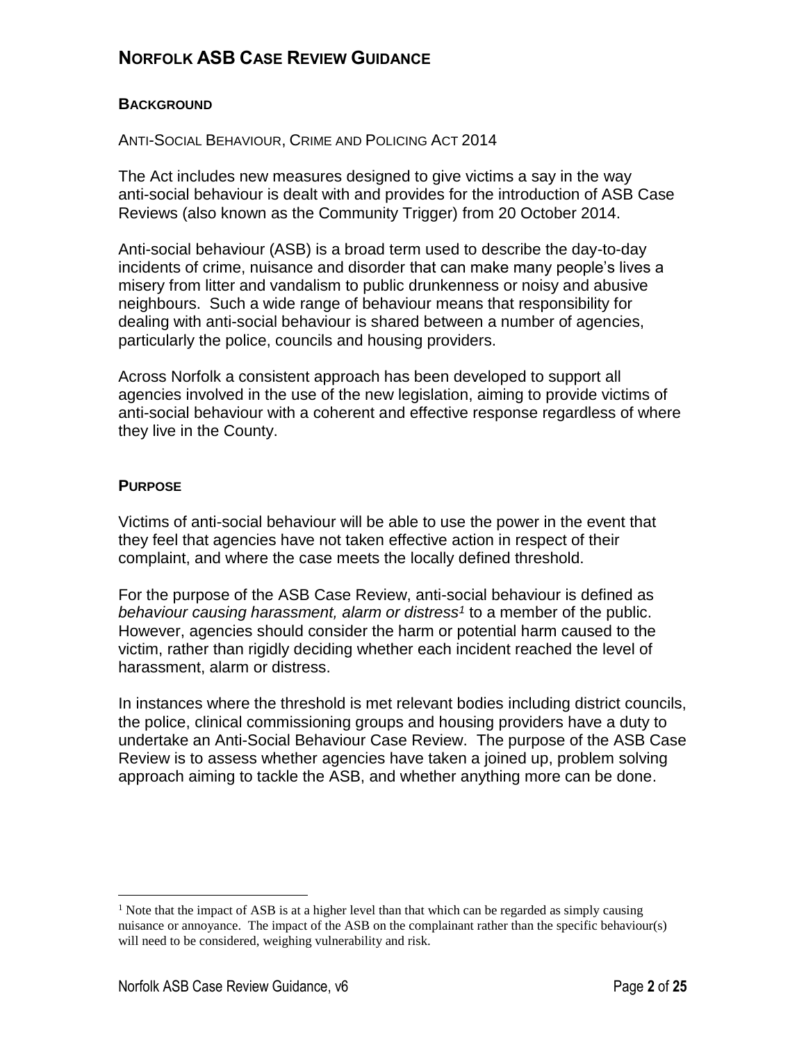# NORFOLK ASB CASE REVIEW GUIDANCE

## BACKGROUND

ANTI-SOCIAL BEHAVIOUR, CRIME AND POLICING ACT 2014

The Act includes new measures designed to give victims a say in the way anti-social behaviour is dealt with and provides for the introduction of ASB Case Reviews (also known as the Community Trigger) from 20 October 2014.

Anti-social behaviour (ASB) is a broad term used to describe the day-to-day incidents of crime, nuisance and disorder that can make many people's lives a misery from litter and vandalism to public drunkenness or noisy and abusive neighbours. Such a wide range of behaviour means that responsibility for dealing with anti-social behaviour is shared between a number of agencies, particularly the police, councils and housing providers.

Across Norfolk a consistent approach has been developed to support all agencies involved in the use of the new legislation, aiming to provide victims of anti-social behaviour with a coherent and effective response regardless of where they live in the County.

## PURPOSE

Victims of anti-social behaviour will be able to use the power in the event that they feel that agencies have not taken effective action in respect of their complaint, and where the case meets the locally defined threshold.

For the purpose of the ASB Case Review, anti-social behaviour is defined as *behaviour causing harassment, alarm or distress*[1] to a member of the public. However, agencies should consider the harm or potential harm caused to the victim, rather than rigidly deciding whether each incident reached the level of harassment, alarm or distress.

In instances where the threshold is met relevant bodies including district councils, the police, clinical commissioning groups and housing providers have a duty to undertake an Anti-Social Behaviour Case Review. The purpose of the ASB Case Review is to assess whether agencies have taken a joined up, problem solving approach aiming to tackle the ASB, and whether anything more can be done.

---

[1] Note that the impact of ASB is at a higher level than that which can be regarded as simply causing nuisance or annoyance. The impact of the ASB on the complainant rather than the specific behaviour(s) will need to be considered, weighing vulnerability and risk.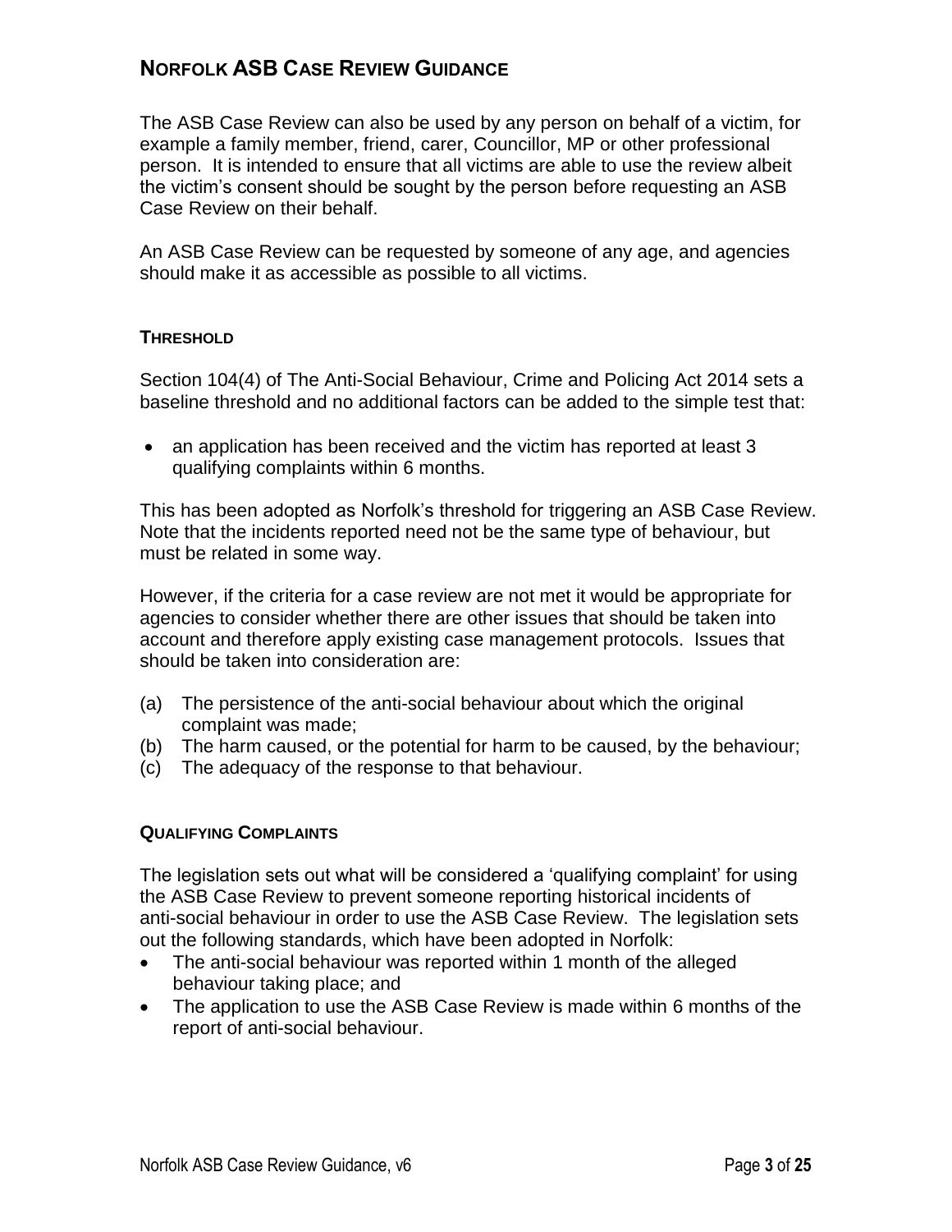# Norfolk ASB Case Review Guidance

The ASB Case Review can also be used by any person on behalf of a victim, for example a family member, friend, carer, Councillor, MP or other professional person. It is intended to ensure that all victims are able to use the review albeit the victim's consent should be sought by the person before requesting an ASB Case Review on their behalf.

An ASB Case Review can be requested by someone of any age, and agencies should make it as accessible as possible to all victims.

### Threshold

Section 104(4) of The Anti-Social Behaviour, Crime and Policing Act 2014 sets a baseline threshold and no additional factors can be added to the simple test that:

- an application has been received and the victim has reported at least 3 qualifying complaints within 6 months.

This has been adopted as Norfolk's threshold for triggering an ASB Case Review. Note that the incidents reported need not be the same type of behaviour, but must be related in some way.

However, if the criteria for a case review are not met it would be appropriate for agencies to consider whether there are other issues that should be taken into account and therefore apply existing case management protocols. Issues that should be taken into consideration are:

(a) The persistence of the anti-social behaviour about which the original complaint was made;
(b) The harm caused, or the potential for harm to be caused, by the behaviour;
(c) The adequacy of the response to that behaviour.

### Qualifying Complaints

The legislation sets out what will be considered a 'qualifying complaint' for using the ASB Case Review to prevent someone reporting historical incidents of anti-social behaviour in order to use the ASB Case Review. The legislation sets out the following standards, which have been adopted in Norfolk:

- The anti-social behaviour was reported within 1 month of the alleged behaviour taking place; and
- The application to use the ASB Case Review is made within 6 months of the report of anti-social behaviour.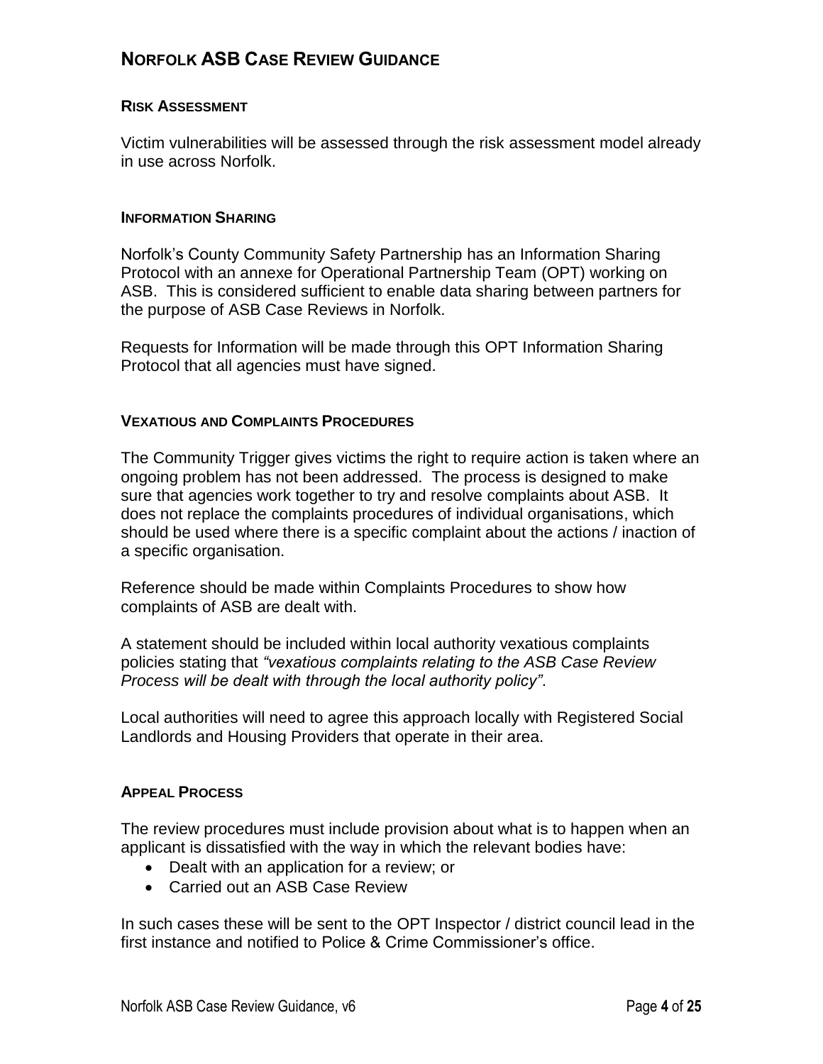### Risk Assessment

Victim vulnerabilities will be assessed through the risk assessment model already in use across Norfolk.

### Information Sharing

Norfolk's County Community Safety Partnership has an Information Sharing Protocol with an annexe for Operational Partnership Team (OPT) working on ASB. This is considered sufficient to enable data sharing between partners for the purpose of ASB Case Reviews in Norfolk.

Requests for Information will be made through this OPT Information Sharing Protocol that all agencies must have signed.

### Vexatious and Complaints Procedures

The Community Trigger gives victims the right to require action is taken where an ongoing problem has not been addressed. The process is designed to make sure that agencies work together to try and resolve complaints about ASB. It does not replace the complaints procedures of individual organisations, which should be used where there is a specific complaint about the actions / inaction of a specific organisation.

Reference should be made within Complaints Procedures to show how complaints of ASB are dealt with.

A statement should be included within local authority vexatious complaints policies stating that *"vexatious complaints relating to the ASB Case Review Process will be dealt with through the local authority policy"*.

Local authorities will need to agree this approach locally with Registered Social Landlords and Housing Providers that operate in their area.

### Appeal Process

The review procedures must include provision about what is to happen when an applicant is dissatisfied with the way in which the relevant bodies have:

- Dealt with an application for a review; or
- Carried out an ASB Case Review

In such cases these will be sent to the OPT Inspector / district council lead in the first instance and notified to Police & Crime Commissioner's office.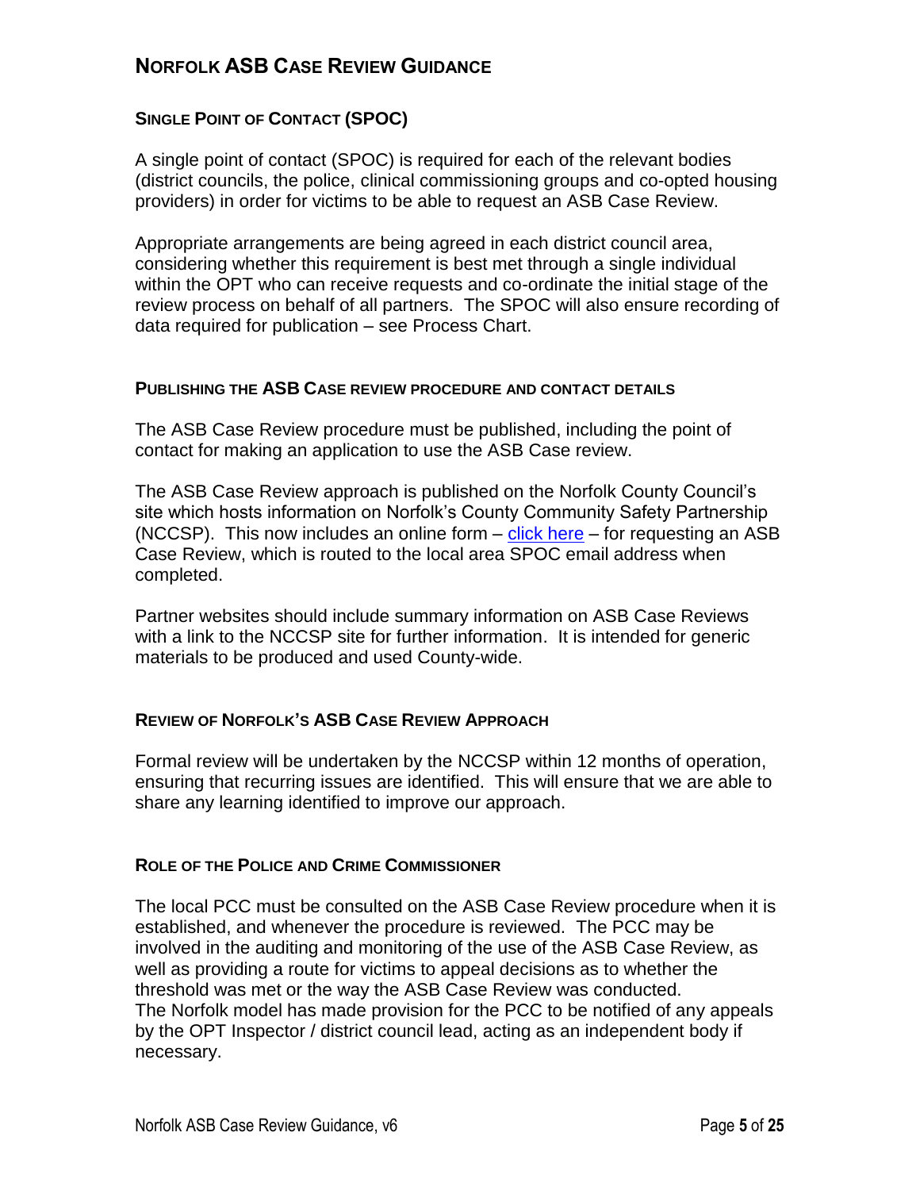# NORFOLK ASB CASE REVIEW GUIDANCE

## SINGLE POINT OF CONTACT (SPOC)

A single point of contact (SPOC) is required for each of the relevant bodies (district councils, the police, clinical commissioning groups and co-opted housing providers) in order for victims to be able to request an ASB Case Review.

Appropriate arrangements are being agreed in each district council area, considering whether this requirement is best met through a single individual within the OPT who can receive requests and co-ordinate the initial stage of the review process on behalf of all partners. The SPOC will also ensure recording of data required for publication – see Process Chart.

## PUBLISHING THE ASB CASE REVIEW PROCEDURE AND CONTACT DETAILS

The ASB Case Review procedure must be published, including the point of contact for making an application to use the ASB Case review.

The ASB Case Review approach is published on the Norfolk County Council's site which hosts information on Norfolk's County Community Safety Partnership (NCCSP). This now includes an online form – click here – for requesting an ASB Case Review, which is routed to the local area SPOC email address when completed.

Partner websites should include summary information on ASB Case Reviews with a link to the NCCSP site for further information. It is intended for generic materials to be produced and used County-wide.

## REVIEW OF NORFOLK'S ASB CASE REVIEW APPROACH

Formal review will be undertaken by the NCCSP within 12 months of operation, ensuring that recurring issues are identified. This will ensure that we are able to share any learning identified to improve our approach.

## ROLE OF THE POLICE AND CRIME COMMISSIONER

The local PCC must be consulted on the ASB Case Review procedure when it is established, and whenever the procedure is reviewed. The PCC may be involved in the auditing and monitoring of the use of the ASB Case Review, as well as providing a route for victims to appeal decisions as to whether the threshold was met or the way the ASB Case Review was conducted.
The Norfolk model has made provision for the PCC to be notified of any appeals by the OPT Inspector / district council lead, acting as an independent body if necessary.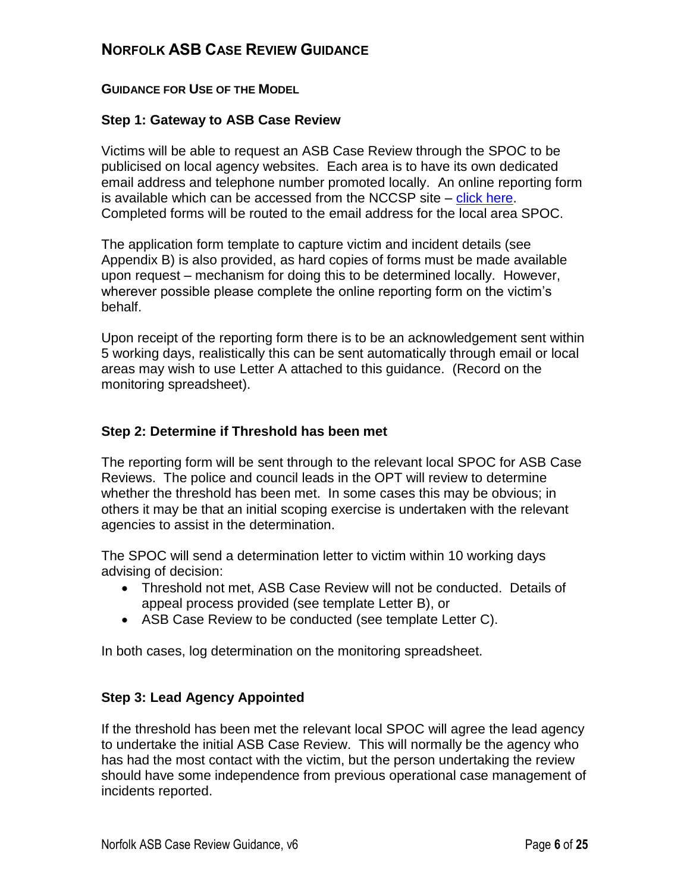## Norfolk ASB Case Review Guidance

### Guidance for Use of the Model

**Step 1: Gateway to ASB Case Review**

Victims will be able to request an ASB Case Review through the SPOC to be publicised on local agency websites. Each area is to have its own dedicated email address and telephone number promoted locally. An online reporting form is available which can be accessed from the NCCSP site – click here. Completed forms will be routed to the email address for the local area SPOC.

The application form template to capture victim and incident details (see Appendix B) is also provided, as hard copies of forms must be made available upon request – mechanism for doing this to be determined locally. However, wherever possible please complete the online reporting form on the victim's behalf.

Upon receipt of the reporting form there is to be an acknowledgement sent within 5 working days, realistically this can be sent automatically through email or local areas may wish to use Letter A attached to this guidance. (Record on the monitoring spreadsheet).

**Step 2: Determine if Threshold has been met**

The reporting form will be sent through to the relevant local SPOC for ASB Case Reviews. The police and council leads in the OPT will review to determine whether the threshold has been met. In some cases this may be obvious; in others it may be that an initial scoping exercise is undertaken with the relevant agencies to assist in the determination.

The SPOC will send a determination letter to victim within 10 working days advising of decision:

- Threshold not met, ASB Case Review will not be conducted. Details of appeal process provided (see template Letter B), or
- ASB Case Review to be conducted (see template Letter C).

In both cases, log determination on the monitoring spreadsheet.

**Step 3: Lead Agency Appointed**

If the threshold has been met the relevant local SPOC will agree the lead agency to undertake the initial ASB Case Review. This will normally be the agency who has had the most contact with the victim, but the person undertaking the review should have some independence from previous operational case management of incidents reported.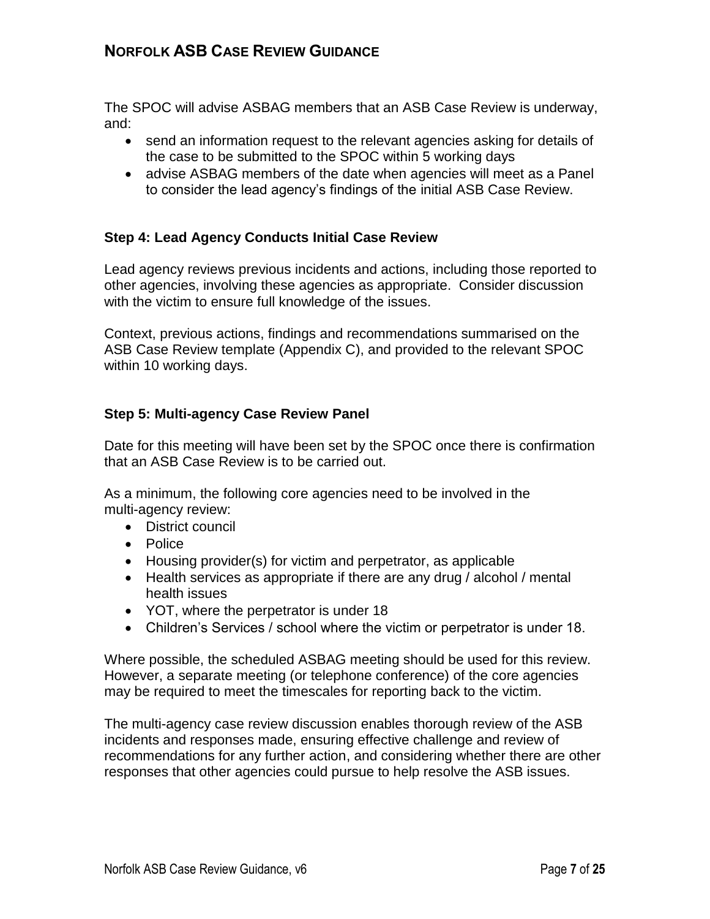The SPOC will advise ASBAG members that an ASB Case Review is underway, and:

- send an information request to the relevant agencies asking for details of the case to be submitted to the SPOC within 5 working days
- advise ASBAG members of the date when agencies will meet as a Panel to consider the lead agency's findings of the initial ASB Case Review.

### Step 4: Lead Agency Conducts Initial Case Review

Lead agency reviews previous incidents and actions, including those reported to other agencies, involving these agencies as appropriate. Consider discussion with the victim to ensure full knowledge of the issues.

Context, previous actions, findings and recommendations summarised on the ASB Case Review template (Appendix C), and provided to the relevant SPOC within 10 working days.

### Step 5: Multi-agency Case Review Panel

Date for this meeting will have been set by the SPOC once there is confirmation that an ASB Case Review is to be carried out.

As a minimum, the following core agencies need to be involved in the multi-agency review:

- District council
- Police
- Housing provider(s) for victim and perpetrator, as applicable
- Health services as appropriate if there are any drug / alcohol / mental health issues
- YOT, where the perpetrator is under 18
- Children's Services / school where the victim or perpetrator is under 18.

Where possible, the scheduled ASBAG meeting should be used for this review. However, a separate meeting (or telephone conference) of the core agencies may be required to meet the timescales for reporting back to the victim.

The multi-agency case review discussion enables thorough review of the ASB incidents and responses made, ensuring effective challenge and review of recommendations for any further action, and considering whether there are other responses that other agencies could pursue to help resolve the ASB issues.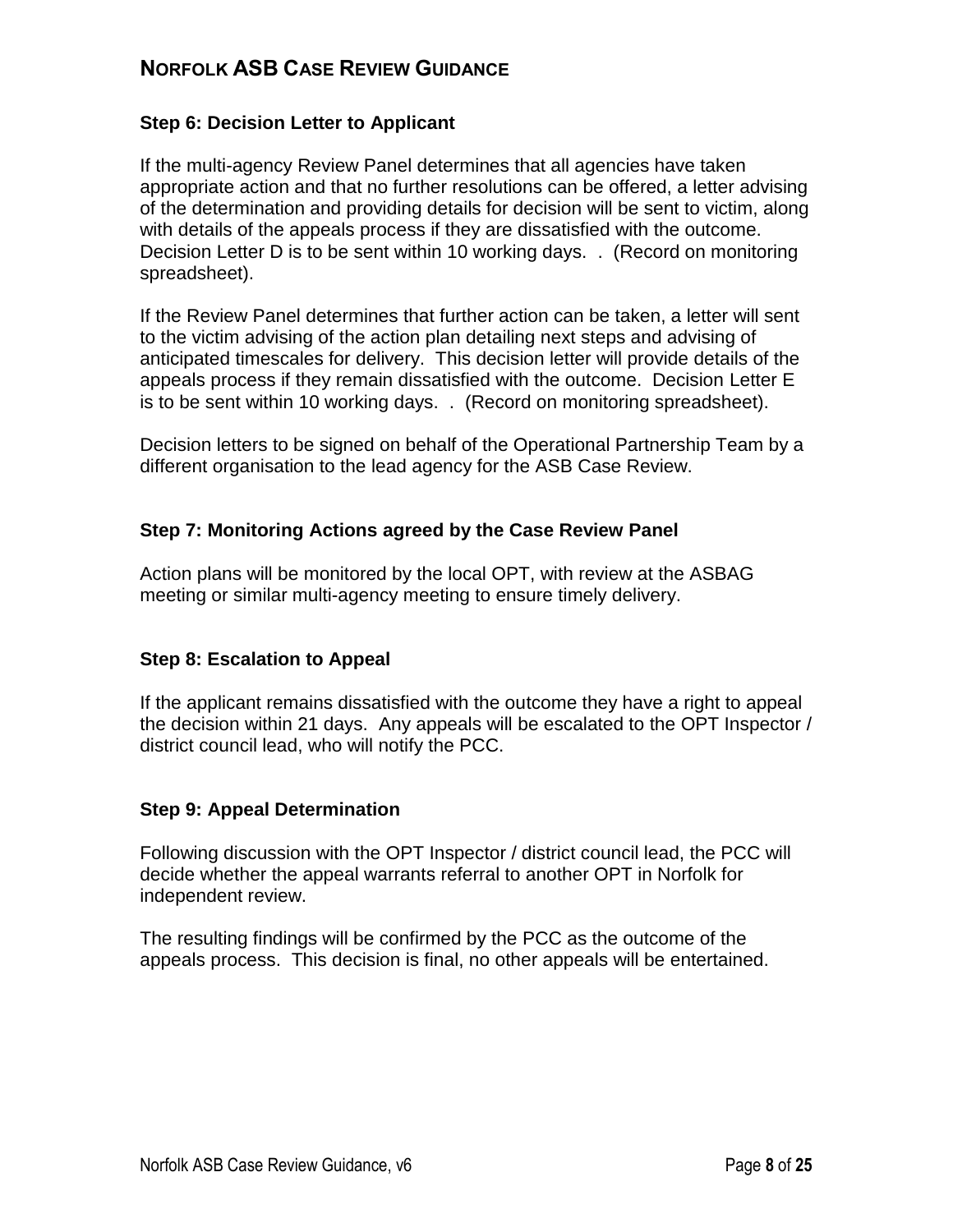### Step 6: Decision Letter to Applicant

If the multi-agency Review Panel determines that all agencies have taken appropriate action and that no further resolutions can be offered, a letter advising of the determination and providing details for decision will be sent to victim, along with details of the appeals process if they are dissatisfied with the outcome. Decision Letter D is to be sent within 10 working days. . (Record on monitoring spreadsheet).

If the Review Panel determines that further action can be taken, a letter will sent to the victim advising of the action plan detailing next steps and advising of anticipated timescales for delivery. This decision letter will provide details of the appeals process if they remain dissatisfied with the outcome. Decision Letter E is to be sent within 10 working days. . (Record on monitoring spreadsheet).

Decision letters to be signed on behalf of the Operational Partnership Team by a different organisation to the lead agency for the ASB Case Review.

### Step 7: Monitoring Actions agreed by the Case Review Panel

Action plans will be monitored by the local OPT, with review at the ASBAG meeting or similar multi-agency meeting to ensure timely delivery.

### Step 8: Escalation to Appeal

If the applicant remains dissatisfied with the outcome they have a right to appeal the decision within 21 days. Any appeals will be escalated to the OPT Inspector / district council lead, who will notify the PCC.

### Step 9: Appeal Determination

Following discussion with the OPT Inspector / district council lead, the PCC will decide whether the appeal warrants referral to another OPT in Norfolk for independent review.

The resulting findings will be confirmed by the PCC as the outcome of the appeals process. This decision is final, no other appeals will be entertained.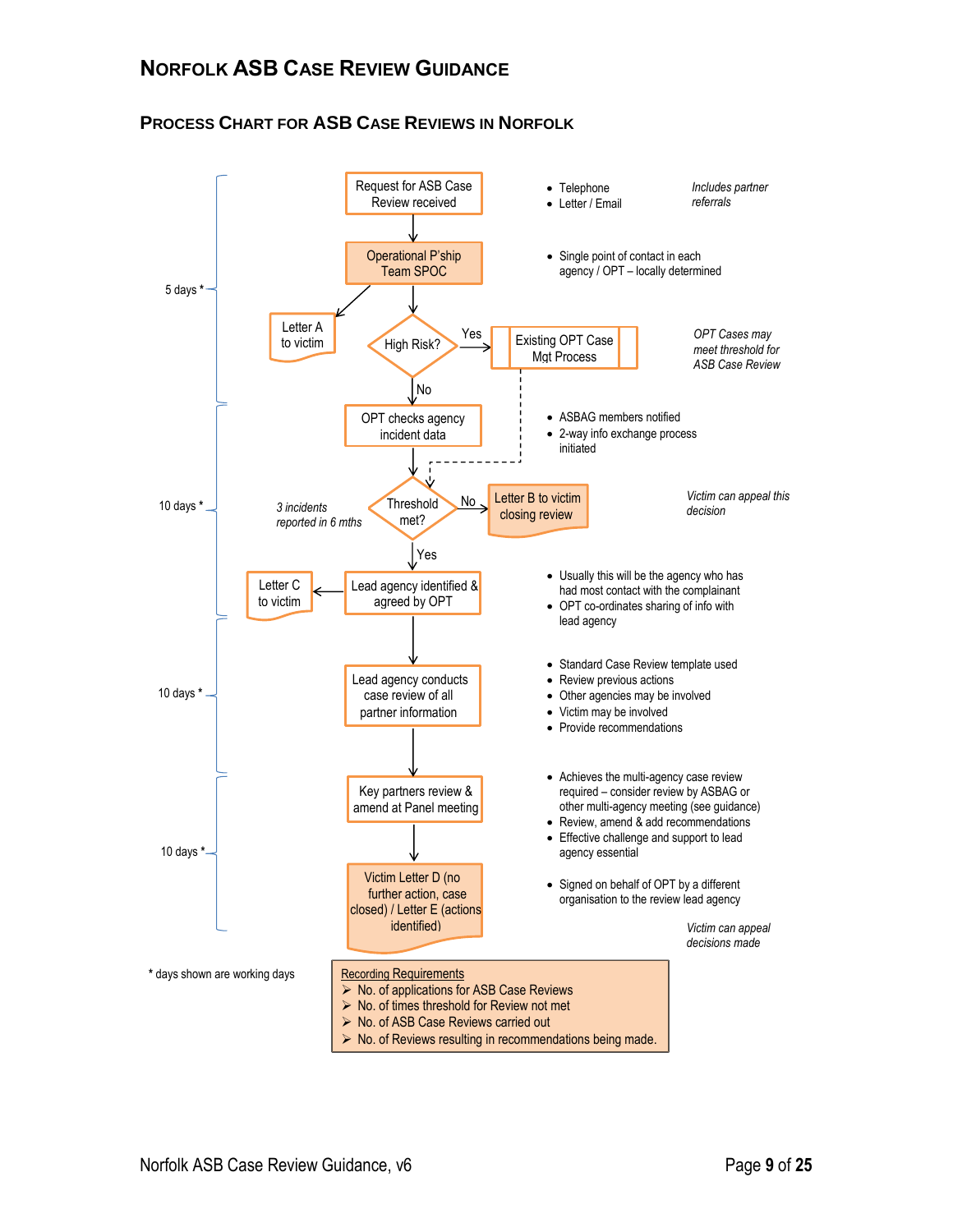# Norfolk ASB Case Review Guidance

## Process Chart for ASB Case Reviews in Norfolk

**5 days \***

- **Request for ASB Case Review received**
  - Telephone
  - Letter / Email
  - *Includes partner referrals*
- **Operational P'ship Team SPOC**
  - Single point of contact in each agency / OPT – locally determined
  - → Letter A to victim
- **High Risk?**
  - Yes → **Existing OPT Case Mgt Process** (*OPT Cases may meet threshold for ASB Case Review*) → Threshold met?
  - No → OPT checks agency incident data

**10 days \***

- **OPT checks agency incident data**
  - ASBAG members notified
  - 2-way info exchange process initiated
- **Threshold met?** (*3 incidents reported in 6 mths*)
  - No → **Letter B to victim closing review** (*Victim can appeal this decision*)
  - Yes → Lead agency identified & agreed by OPT
- **Lead agency identified & agreed by OPT**
  - → Letter C to victim
  - Usually this will be the agency who has had most contact with the complainant
  - OPT co-ordinates sharing of info with lead agency

**10 days \***

- **Lead agency conducts case review of all partner information**
  - Standard Case Review template used
  - Review previous actions
  - Other agencies may be involved
  - Victim may be involved
  - Provide recommendations

**10 days \***

- **Key partners review & amend at Panel meeting**
  - Achieves the multi-agency case review required – consider review by ASBAG or other multi-agency meeting (see guidance)
  - Review, amend & add recommendations
  - Effective challenge and support to lead agency essential
- **Victim Letter D (no further action, case closed) / Letter E (actions identified)**
  - Signed on behalf of OPT by a different organisation to the review lead agency
  - *Victim can appeal decisions made*

\* days shown are working days

**Recording Requirements**

- No. of applications for ASB Case Reviews
- No. of times threshold for Review not met
- No. of ASB Case Reviews carried out
- No. of Reviews resulting in recommendations being made.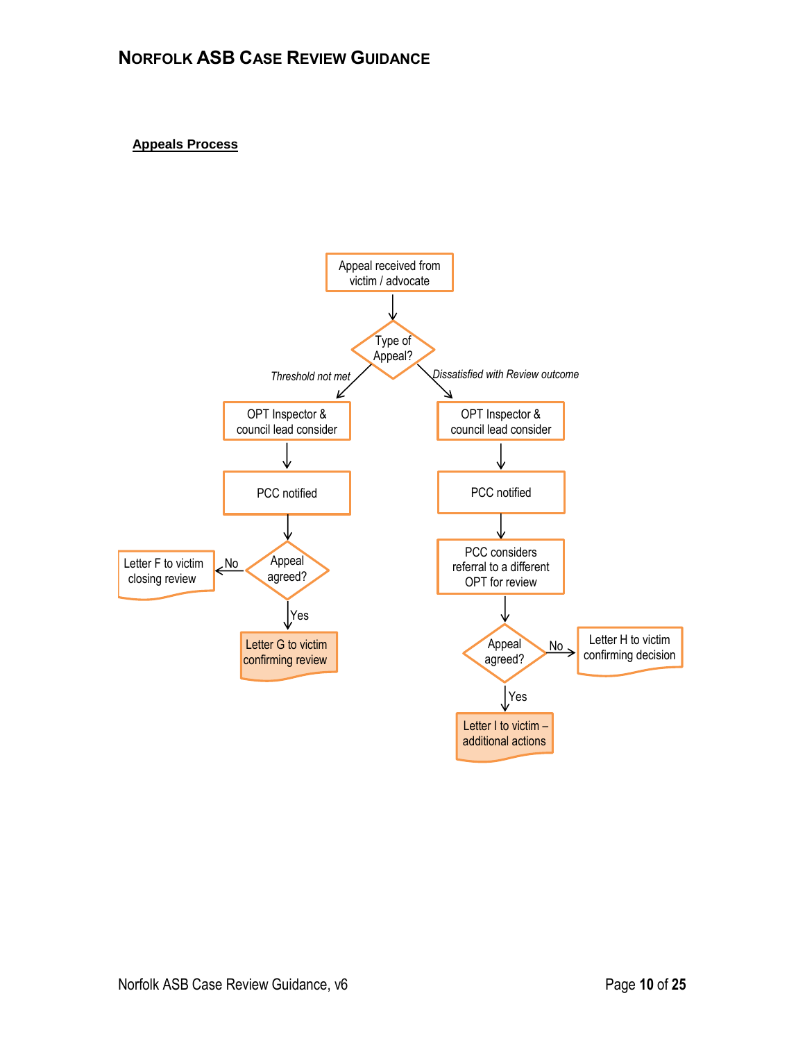**Appeals Process**

Appeal received from victim / advocate

Type of Appeal?

*Threshold not met*

OPT Inspector & council lead consider

PCC notified

Appeal agreed?

No → Letter F to victim closing review

Yes → Letter G to victim confirming review

*Dissatisfied with Review outcome*

OPT Inspector & council lead consider

PCC notified

PCC considers referral to a different OPT for review

Appeal agreed?

No → Letter H to victim confirming decision

Yes → Letter I to victim – additional actions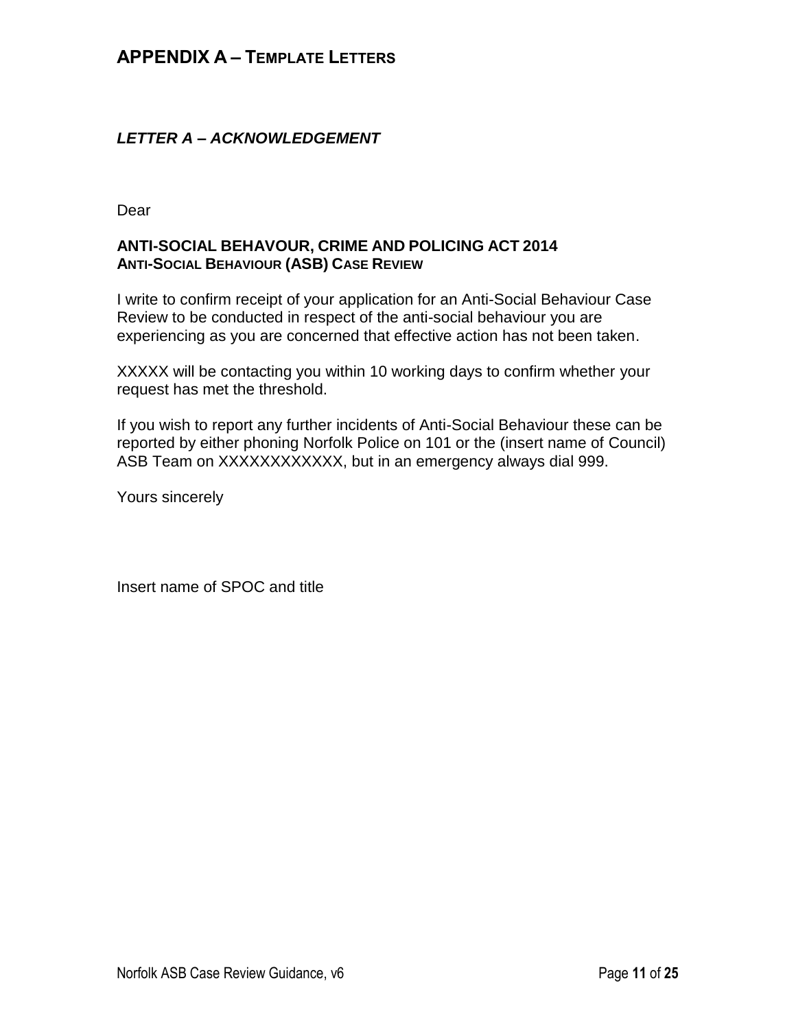# APPENDIX A – TEMPLATE LETTERS

### *LETTER A – ACKNOWLEDGEMENT*

Dear

**ANTI-SOCIAL BEHAVOUR, CRIME AND POLICING ACT 2014**
**ANTI-SOCIAL BEHAVIOUR (ASB) CASE REVIEW**

I write to confirm receipt of your application for an Anti-Social Behaviour Case Review to be conducted in respect of the anti-social behaviour you are experiencing as you are concerned that effective action has not been taken.

XXXXX will be contacting you within 10 working days to confirm whether your request has met the threshold.

If you wish to report any further incidents of Anti-Social Behaviour these can be reported by either phoning Norfolk Police on 101 or the (insert name of Council) ASB Team on XXXXXXXXXXXX, but in an emergency always dial 999.

Yours sincerely

Insert name of SPOC and title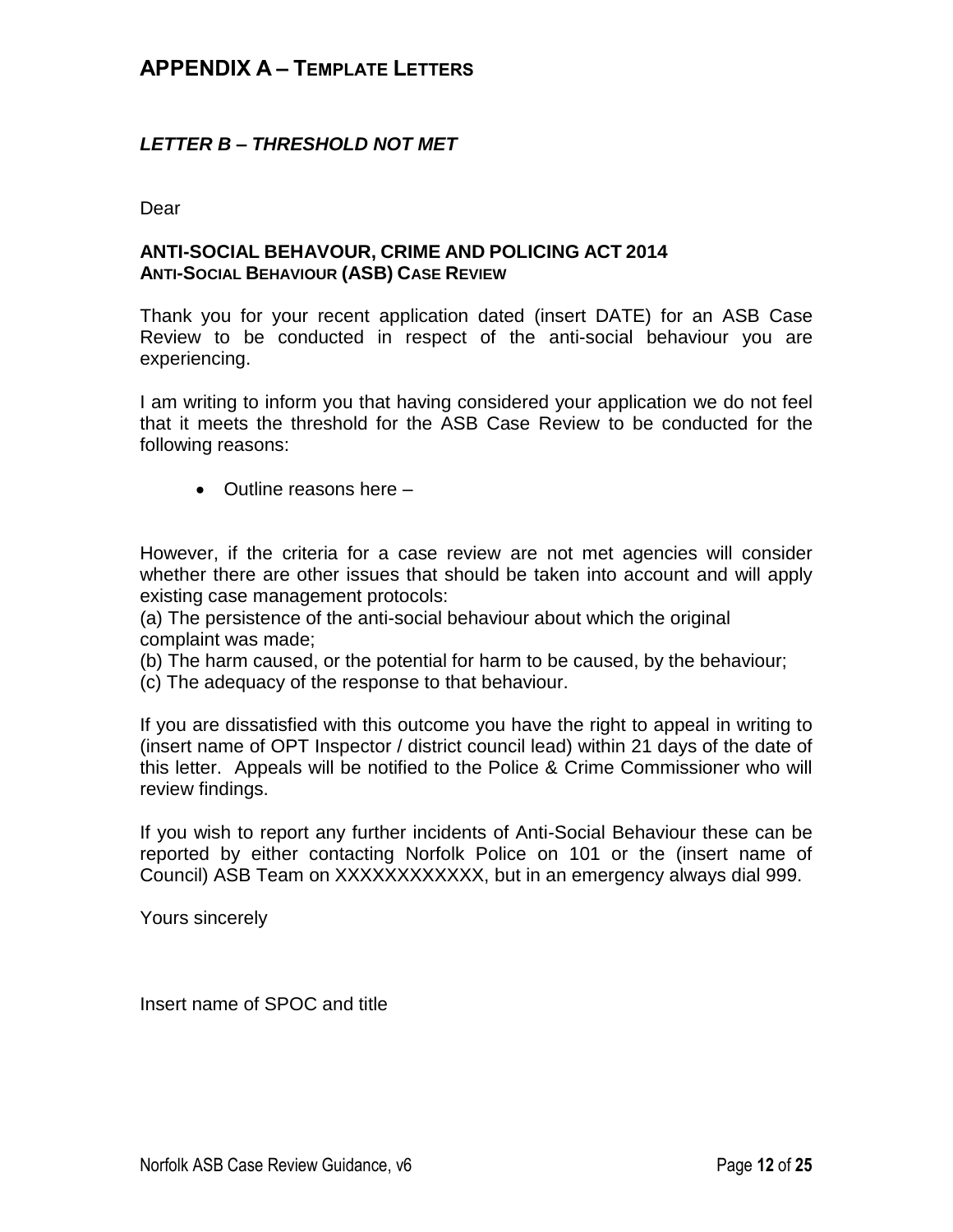## APPENDIX A – TEMPLATE LETTERS

### *LETTER B – THRESHOLD NOT MET*

Dear

**ANTI-SOCIAL BEHAVOUR, CRIME AND POLICING ACT 2014**
**ANTI-SOCIAL BEHAVIOUR (ASB) CASE REVIEW**

Thank you for your recent application dated (insert DATE) for an ASB Case Review to be conducted in respect of the anti-social behaviour you are experiencing.

I am writing to inform you that having considered your application we do not feel that it meets the threshold for the ASB Case Review to be conducted for the following reasons:

- Outline reasons here –

However, if the criteria for a case review are not met agencies will consider whether there are other issues that should be taken into account and will apply existing case management protocols:
(a) The persistence of the anti-social behaviour about which the original complaint was made;
(b) The harm caused, or the potential for harm to be caused, by the behaviour;
(c) The adequacy of the response to that behaviour.

If you are dissatisfied with this outcome you have the right to appeal in writing to (insert name of OPT Inspector / district council lead) within 21 days of the date of this letter. Appeals will be notified to the Police & Crime Commissioner who will review findings.

If you wish to report any further incidents of Anti-Social Behaviour these can be reported by either contacting Norfolk Police on 101 or the (insert name of Council) ASB Team on XXXXXXXXXXXX, but in an emergency always dial 999.

Yours sincerely

Insert name of SPOC and title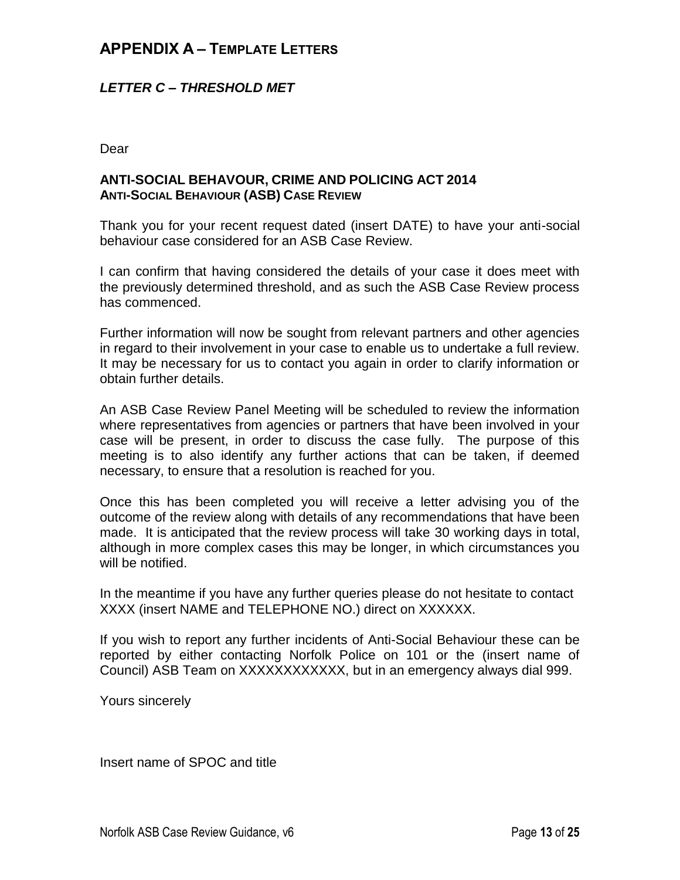## APPENDIX A – TEMPLATE LETTERS

### *LETTER C – THRESHOLD MET*

Dear

**ANTI-SOCIAL BEHAVOUR, CRIME AND POLICING ACT 2014**
**ANTI-SOCIAL BEHAVIOUR (ASB) CASE REVIEW**

Thank you for your recent request dated (insert DATE) to have your anti-social behaviour case considered for an ASB Case Review.

I can confirm that having considered the details of your case it does meet with the previously determined threshold, and as such the ASB Case Review process has commenced.

Further information will now be sought from relevant partners and other agencies in regard to their involvement in your case to enable us to undertake a full review. It may be necessary for us to contact you again in order to clarify information or obtain further details.

An ASB Case Review Panel Meeting will be scheduled to review the information where representatives from agencies or partners that have been involved in your case will be present, in order to discuss the case fully. The purpose of this meeting is to also identify any further actions that can be taken, if deemed necessary, to ensure that a resolution is reached for you.

Once this has been completed you will receive a letter advising you of the outcome of the review along with details of any recommendations that have been made. It is anticipated that the review process will take 30 working days in total, although in more complex cases this may be longer, in which circumstances you will be notified.

In the meantime if you have any further queries please do not hesitate to contact XXXX (insert NAME and TELEPHONE NO.) direct on XXXXXX.

If you wish to report any further incidents of Anti-Social Behaviour these can be reported by either contacting Norfolk Police on 101 or the (insert name of Council) ASB Team on XXXXXXXXXXXX, but in an emergency always dial 999.

Yours sincerely

Insert name of SPOC and title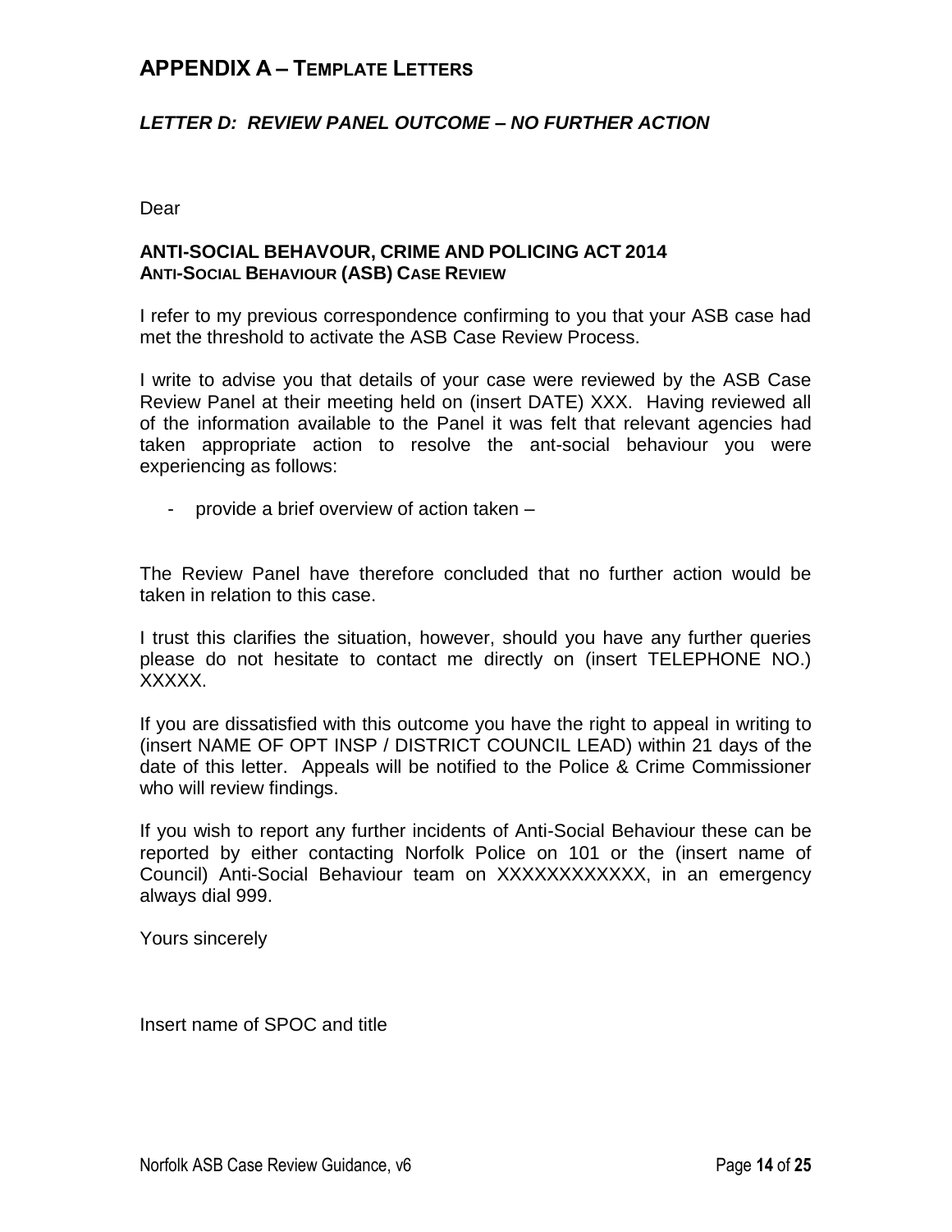## APPENDIX A – TEMPLATE LETTERS

### *LETTER D: REVIEW PANEL OUTCOME – NO FURTHER ACTION*

Dear

**ANTI-SOCIAL BEHAVOUR, CRIME AND POLICING ACT 2014**
**ANTI-SOCIAL BEHAVIOUR (ASB) CASE REVIEW**

I refer to my previous correspondence confirming to you that your ASB case had met the threshold to activate the ASB Case Review Process.

I write to advise you that details of your case were reviewed by the ASB Case Review Panel at their meeting held on (insert DATE) XXX. Having reviewed all of the information available to the Panel it was felt that relevant agencies had taken appropriate action to resolve the ant-social behaviour you were experiencing as follows:

- provide a brief overview of action taken –

The Review Panel have therefore concluded that no further action would be taken in relation to this case.

I trust this clarifies the situation, however, should you have any further queries please do not hesitate to contact me directly on (insert TELEPHONE NO.) XXXXX.

If you are dissatisfied with this outcome you have the right to appeal in writing to (insert NAME OF OPT INSP / DISTRICT COUNCIL LEAD) within 21 days of the date of this letter. Appeals will be notified to the Police & Crime Commissioner who will review findings.

If you wish to report any further incidents of Anti-Social Behaviour these can be reported by either contacting Norfolk Police on 101 or the (insert name of Council) Anti-Social Behaviour team on XXXXXXXXXXXX, in an emergency always dial 999.

Yours sincerely

Insert name of SPOC and title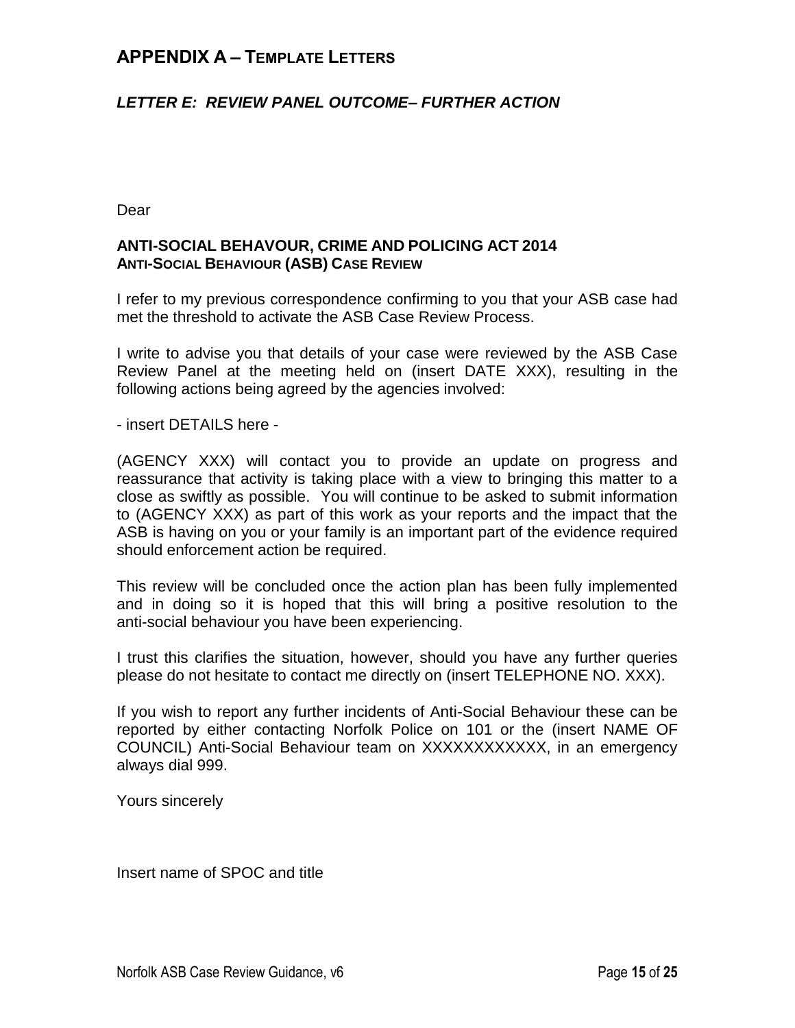## APPENDIX A – TEMPLATE LETTERS

### *LETTER E: REVIEW PANEL OUTCOME– FURTHER ACTION*

Dear

**ANTI-SOCIAL BEHAVOUR, CRIME AND POLICING ACT 2014**
**ANTI-SOCIAL BEHAVIOUR (ASB) CASE REVIEW**

I refer to my previous correspondence confirming to you that your ASB case had met the threshold to activate the ASB Case Review Process.

I write to advise you that details of your case were reviewed by the ASB Case Review Panel at the meeting held on (insert DATE XXX), resulting in the following actions being agreed by the agencies involved:

- insert DETAILS here -

(AGENCY XXX) will contact you to provide an update on progress and reassurance that activity is taking place with a view to bringing this matter to a close as swiftly as possible. You will continue to be asked to submit information to (AGENCY XXX) as part of this work as your reports and the impact that the ASB is having on you or your family is an important part of the evidence required should enforcement action be required.

This review will be concluded once the action plan has been fully implemented and in doing so it is hoped that this will bring a positive resolution to the anti-social behaviour you have been experiencing.

I trust this clarifies the situation, however, should you have any further queries please do not hesitate to contact me directly on (insert TELEPHONE NO. XXX).

If you wish to report any further incidents of Anti-Social Behaviour these can be reported by either contacting Norfolk Police on 101 or the (insert NAME OF COUNCIL) Anti-Social Behaviour team on XXXXXXXXXXXX, in an emergency always dial 999.

Yours sincerely

Insert name of SPOC and title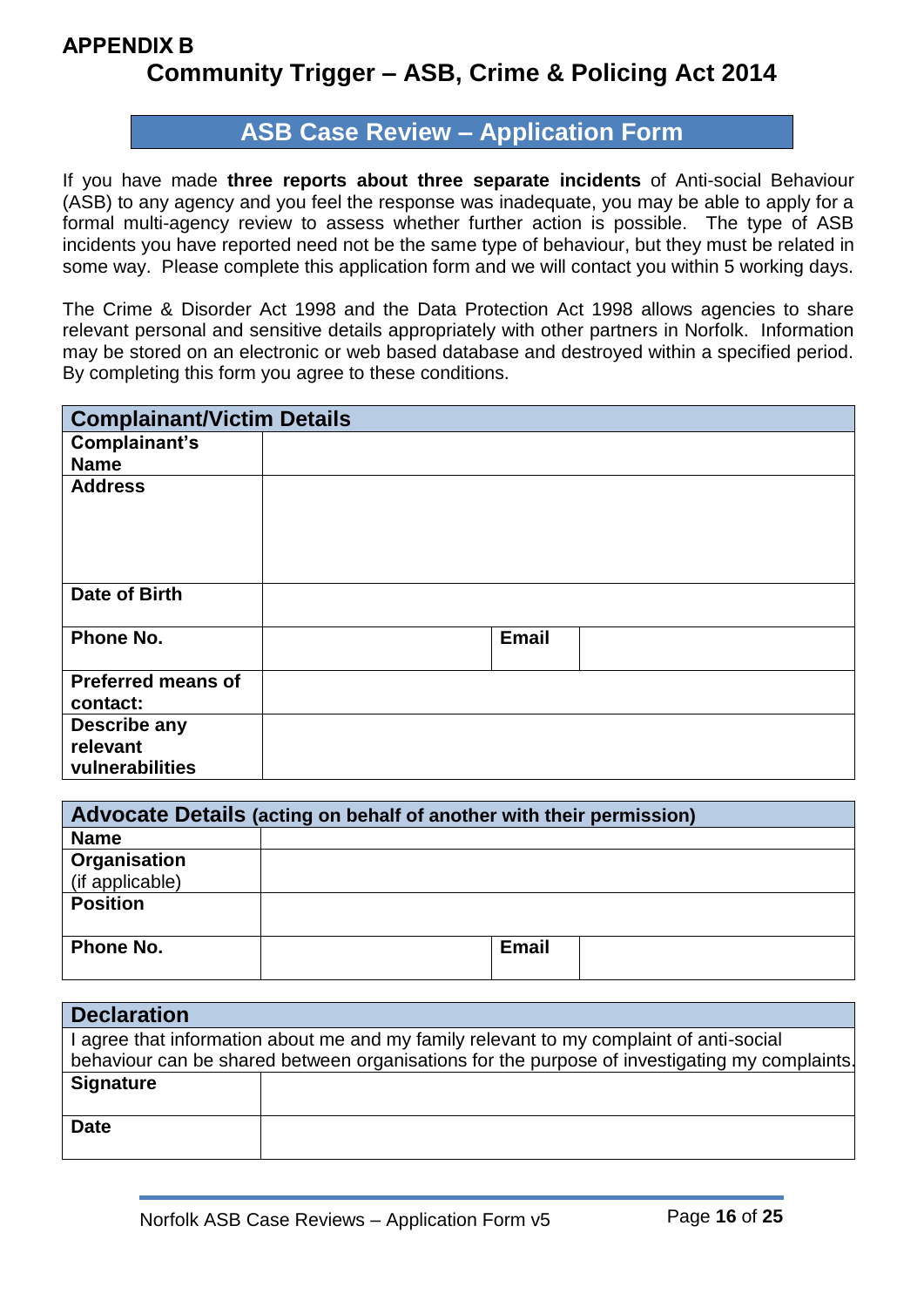**APPENDIX B**

# Community Trigger – ASB, Crime & Policing Act 2014

## ASB Case Review – Application Form

If you have made **three reports about three separate incidents** of Anti-social Behaviour (ASB) to any agency and you feel the response was inadequate, you may be able to apply for a formal multi-agency review to assess whether further action is possible. The type of ASB incidents you have reported need not be the same type of behaviour, but they must be related in some way. Please complete this application form and we will contact you within 5 working days.

The Crime & Disorder Act 1998 and the Data Protection Act 1998 allows agencies to share relevant personal and sensitive details appropriately with other partners in Norfolk. Information may be stored on an electronic or web based database and destroyed within a specified period. By completing this form you agree to these conditions.

| **Complainant/Victim Details** | | | |
|---|---|---|---|
| **Complainant's Name** | | | |
| **Address** | | | |
| **Date of Birth** | | | |
| **Phone No.** | | **Email** | |
| **Preferred means of contact:** | | | |
| **Describe any relevant vulnerabilities** | | | |

| **Advocate Details** **(acting on behalf of another with their permission)** | | | |
|---|---|---|---|
| **Name** | | | |
| **Organisation** (if applicable) | | | |
| **Position** | | | |
| **Phone No.** | | **Email** | |

| **Declaration** | |
|---|---|
| I agree that information about me and my family relevant to my complaint of anti-social behaviour can be shared between organisations for the purpose of investigating my complaints. | |
| **Signature** | |
| **Date** | |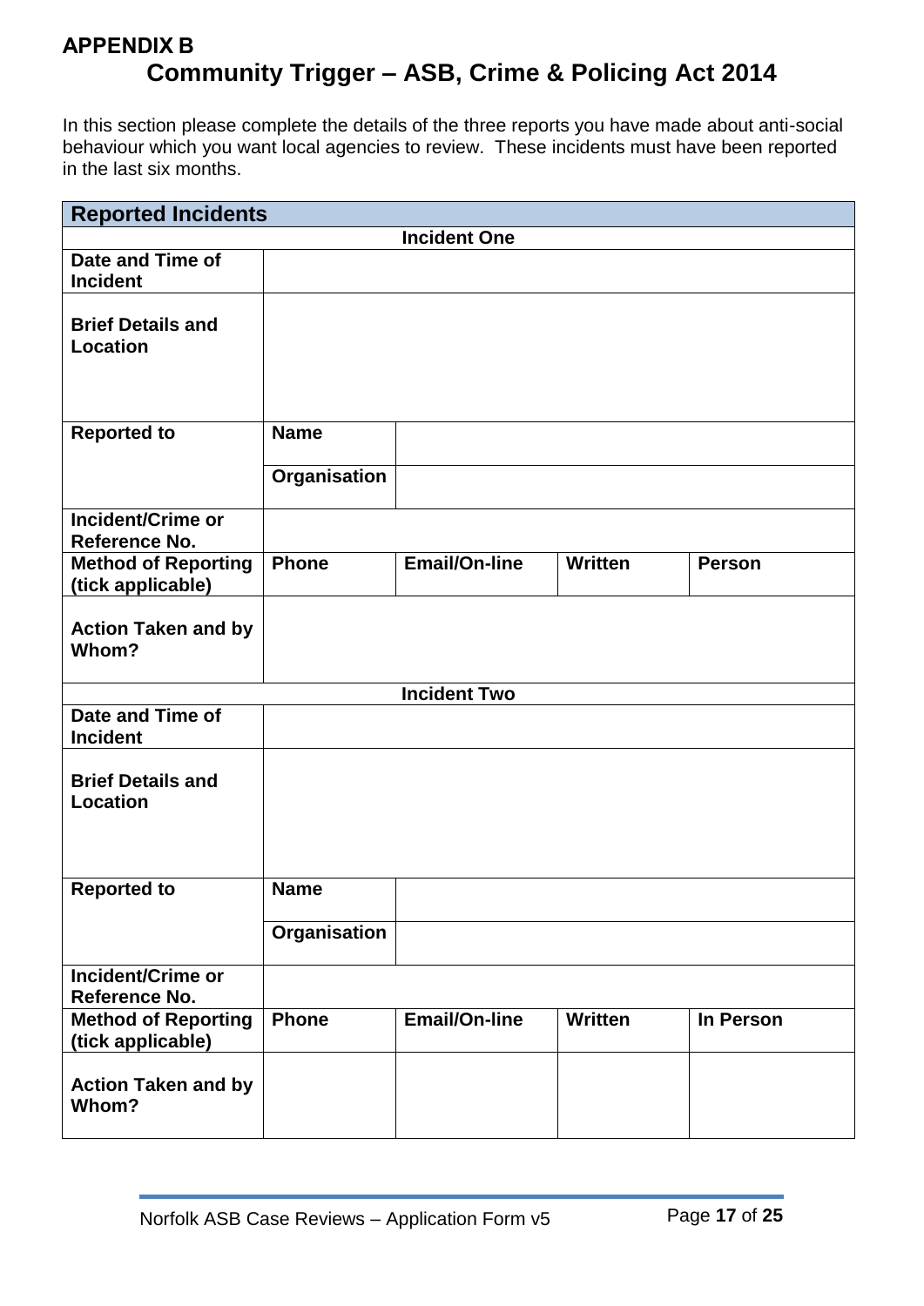**APPENDIX B**

# Community Trigger – ASB, Crime & Policing Act 2014

In this section please complete the details of the three reports you have made about anti-social behaviour which you want local agencies to review. These incidents must have been reported in the last six months.

| Reported Incidents | | | | |
|---|---|---|---|---|
| **Incident One** | | | | |
| **Date and Time of Incident** | | | | |
| **Brief Details and Location** | | | | |
| **Reported to** | **Name** | | | |
| | **Organisation** | | | |
| **Incident/Crime or Reference No.** | | | | |
| **Method of Reporting (tick applicable)** | **Phone** | **Email/On-line** | **Written** | **Person** |
| **Action Taken and by Whom?** | | | | |
| **Incident Two** | | | | |
| **Date and Time of Incident** | | | | |
| **Brief Details and Location** | | | | |
| **Reported to** | **Name** | | | |
| | **Organisation** | | | |
| **Incident/Crime or Reference No.** | | | | |
| **Method of Reporting (tick applicable)** | **Phone** | **Email/On-line** | **Written** | **In Person** |
| **Action Taken and by Whom?** | | | | |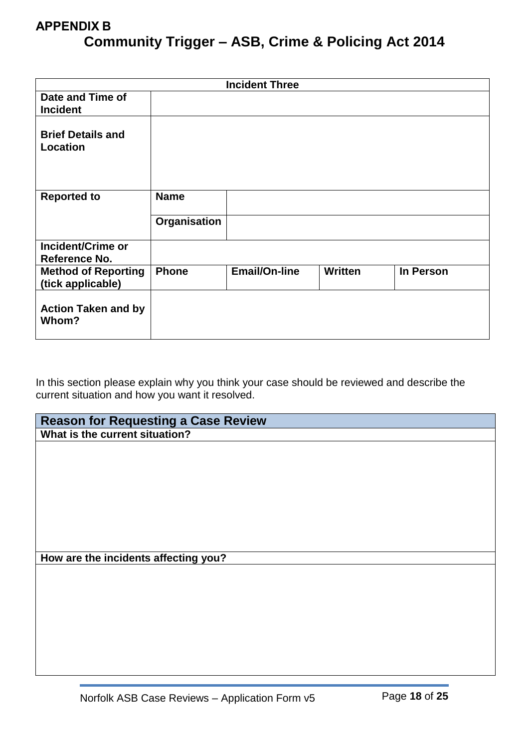**APPENDIX B**

# Community Trigger – ASB, Crime & Policing Act 2014

| **Incident Three** | | | | |
|---|---|---|---|---|
| **Date and Time of Incident** | | | | |
| **Brief Details and Location** | | | | |
| **Reported to** | **Name** | | | |
| | **Organisation** | | | |
| **Incident/Crime or Reference No.** | | | | |
| **Method of Reporting (tick applicable)** | **Phone** | **Email/On-line** | **Written** | **In Person** |
| **Action Taken and by Whom?** | | | | |

In this section please explain why you think your case should be reviewed and describe the current situation and how you want it resolved.

| **Reason for Requesting a Case Review** |
|---|
| **What is the current situation?** |
| |
| **How are the incidents affecting you?** |
| |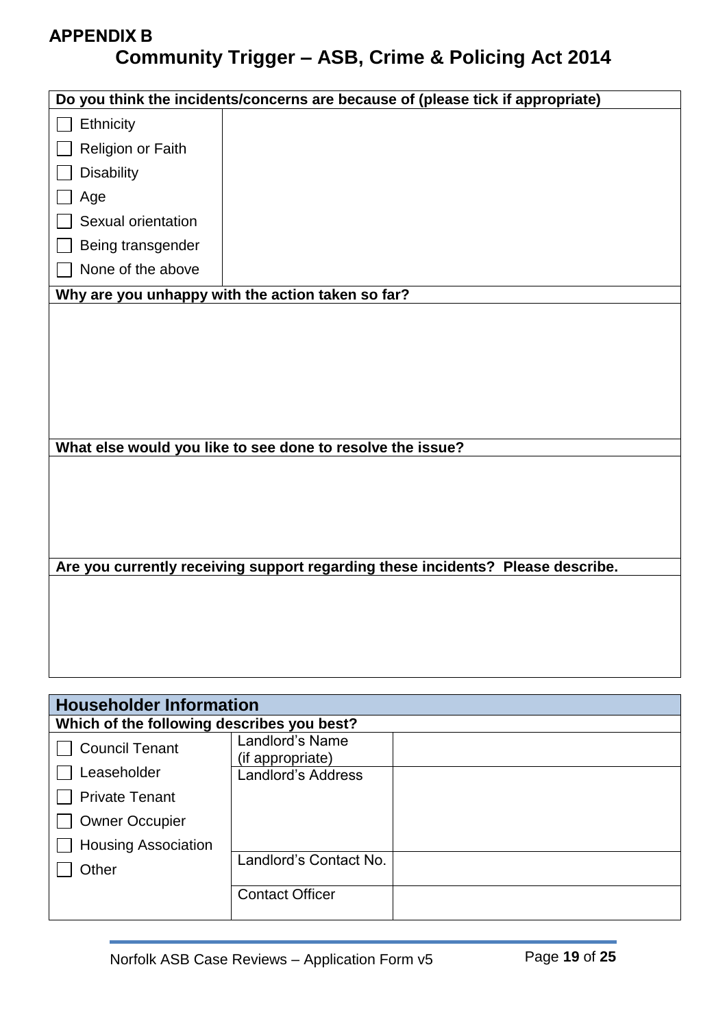**APPENDIX B**

# Community Trigger – ASB, Crime & Policing Act 2014

| Do you think the incidents/concerns are because of (please tick if appropriate) | |
|---|---|
| ☐ Ethnicity | |
| ☐ Religion or Faith | |
| ☐ Disability | |
| ☐ Age | |
| ☐ Sexual orientation | |
| ☐ Being transgender | |
| ☐ None of the above | |

| Why are you unhappy with the action taken so far? |
|---|
| |

| What else would you like to see done to resolve the issue? |
|---|
| |

| Are you currently receiving support regarding these incidents? Please describe. |
|---|
| |

| Householder Information | | |
|---|---|---|
| **Which of the following describes you best?** | | |
| ☐ Council Tenant | Landlord's Name (if appropriate) | |
| ☐ Leaseholder<br>☐ Private Tenant<br>☐ Owner Occupier<br>☐ Housing Association | Landlord's Address | |
| ☐ Other | Landlord's Contact No. | |
| | Contact Officer | |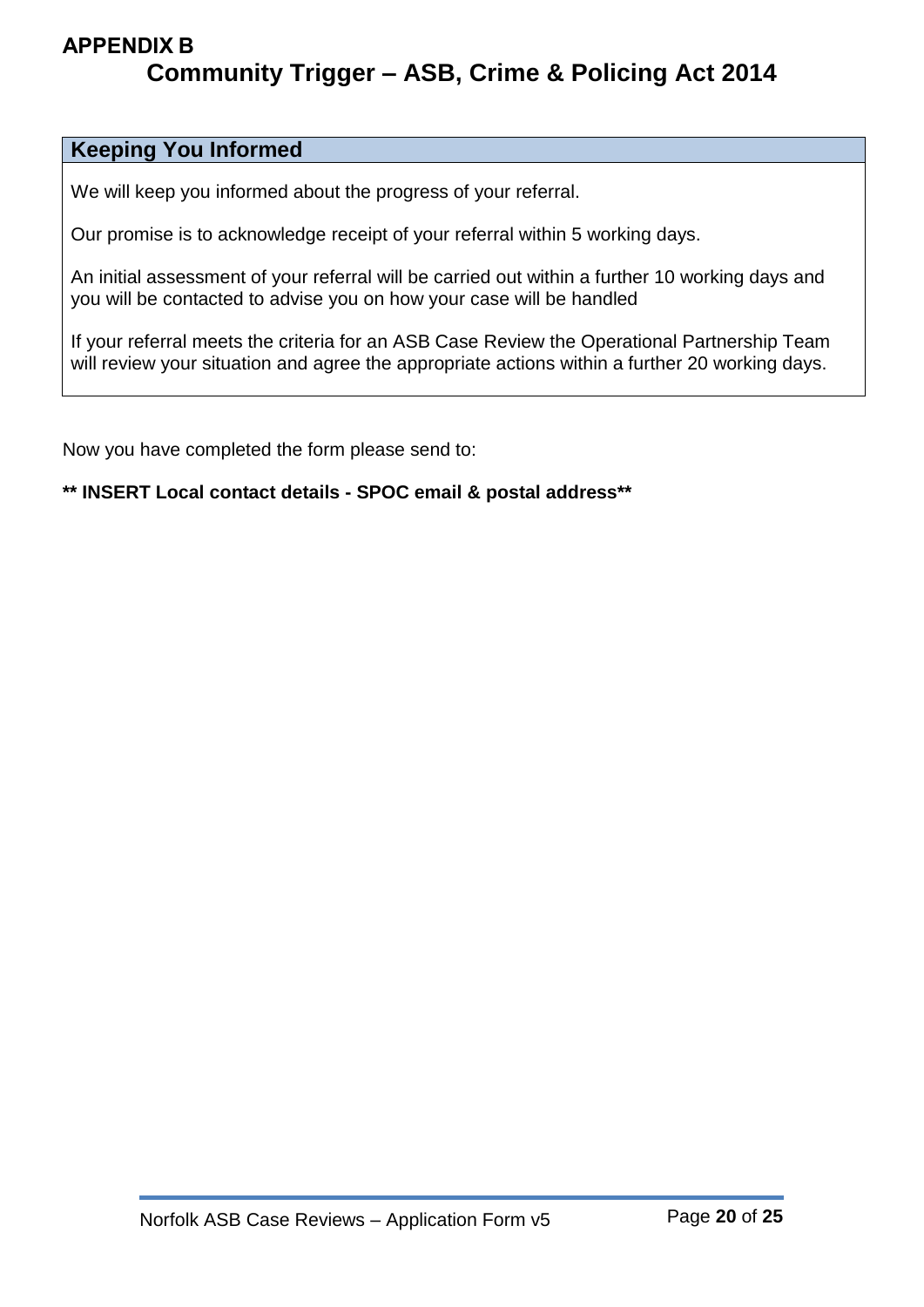**APPENDIX B**

# Community Trigger – ASB, Crime & Policing Act 2014

| **Keeping You Informed** |
|---|
| We will keep you informed about the progress of your referral.<br><br>Our promise is to acknowledge receipt of your referral within 5 working days.<br><br>An initial assessment of your referral will be carried out within a further 10 working days and you will be contacted to advise you on how your case will be handled<br><br>If your referral meets the criteria for an ASB Case Review the Operational Partnership Team will review your situation and agree the appropriate actions within a further 20 working days. |

Now you have completed the form please send to:

**** INSERT Local contact details - SPOC email & postal address****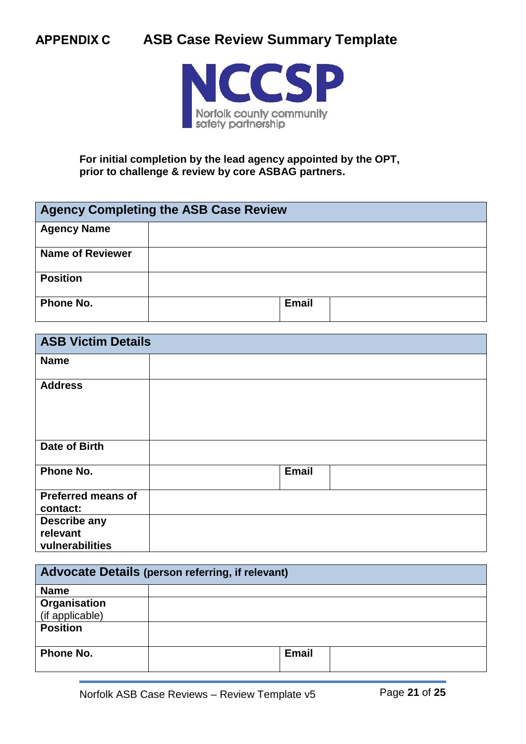# APPENDIX C ASB Case Review Summary Template

NCCSP
Norfolk county community safety partnership

**For initial completion by the lead agency appointed by the OPT, prior to challenge & review by core ASBAG partners.**

| Agency Completing the ASB Case Review | | | |
|---|---|---|---|
| **Agency Name** | | | |
| **Name of Reviewer** | | | |
| **Position** | | | |
| **Phone No.** | | **Email** | |

| ASB Victim Details | | | |
|---|---|---|---|
| **Name** | | | |
| **Address** | | | |
| **Date of Birth** | | | |
| **Phone No.** | | **Email** | |
| **Preferred means of contact:** | | | |
| **Describe any relevant vulnerabilities** | | | |

| Advocate Details (person referring, if relevant) | | | |
|---|---|---|---|
| **Name** | | | |
| **Organisation** (if applicable) | | | |
| **Position** | | | |
| **Phone No.** | | **Email** | |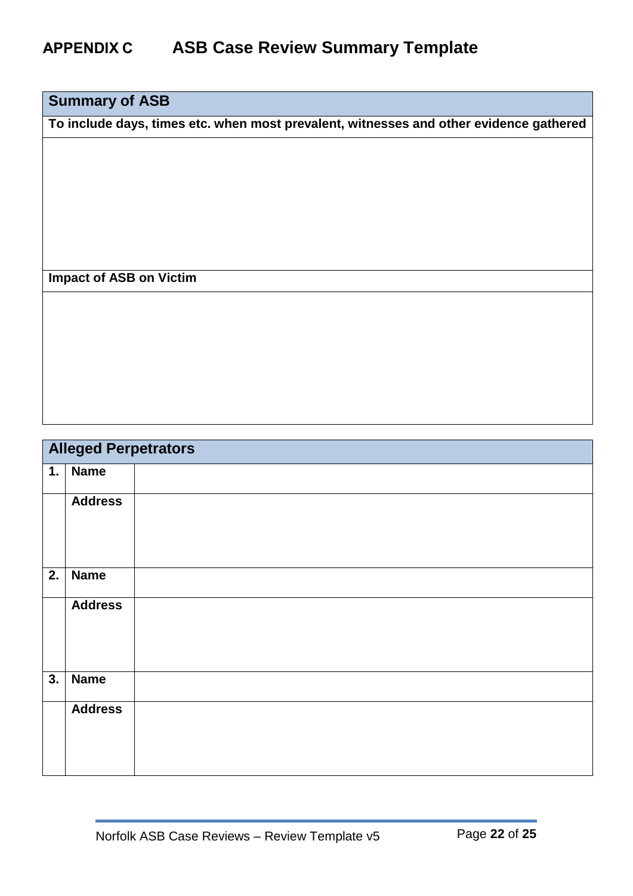## APPENDIX C ASB Case Review Summary Template

| Summary of ASB |
|---|
| **To include days, times etc. when most prevalent, witnesses and other evidence gathered** |
| |
| **Impact of ASB on Victim** |
| |

| Alleged Perpetrators | | |
|---|---|---|
| **1.** | **Name** | |
| | **Address** | |
| **2.** | **Name** | |
| | **Address** | |
| **3.** | **Name** | |
| | **Address** | |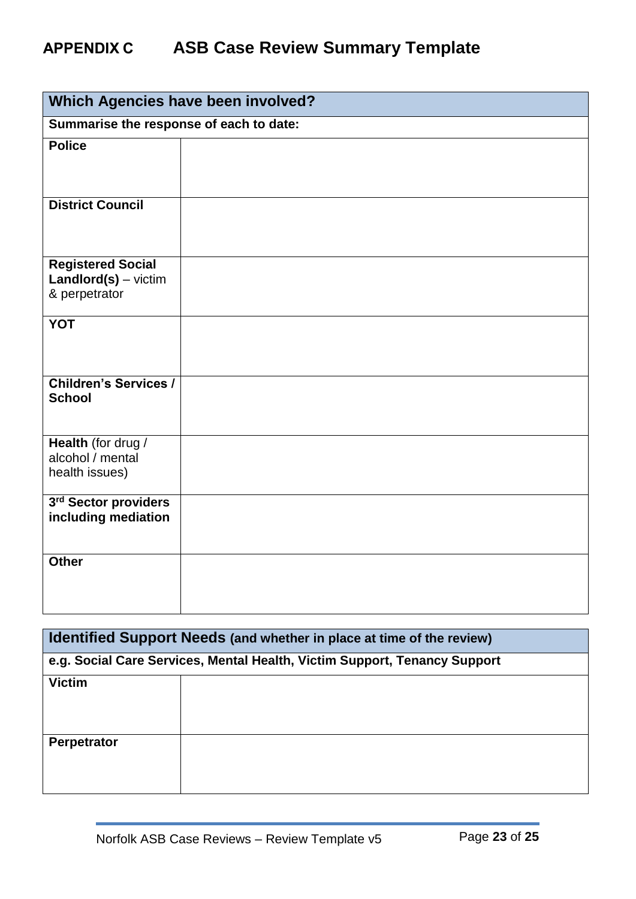# APPENDIX C ASB Case Review Summary Template

| **Which Agencies have been involved?** | |
|---|---|
| **Summarise the response of each to date:** | |
| **Police** | |
| **District Council** | |
| **Registered Social Landlord(s)** – victim & perpetrator | |
| **YOT** | |
| **Children's Services / School** | |
| **Health** (for drug / alcohol / mental health issues) | |
| **3rd Sector providers including mediation** | |
| **Other** | |

| **Identified Support Needs** (and whether in place at time of the review) | |
|---|---|
| **e.g. Social Care Services, Mental Health, Victim Support, Tenancy Support** | |
| **Victim** | |
| **Perpetrator** | |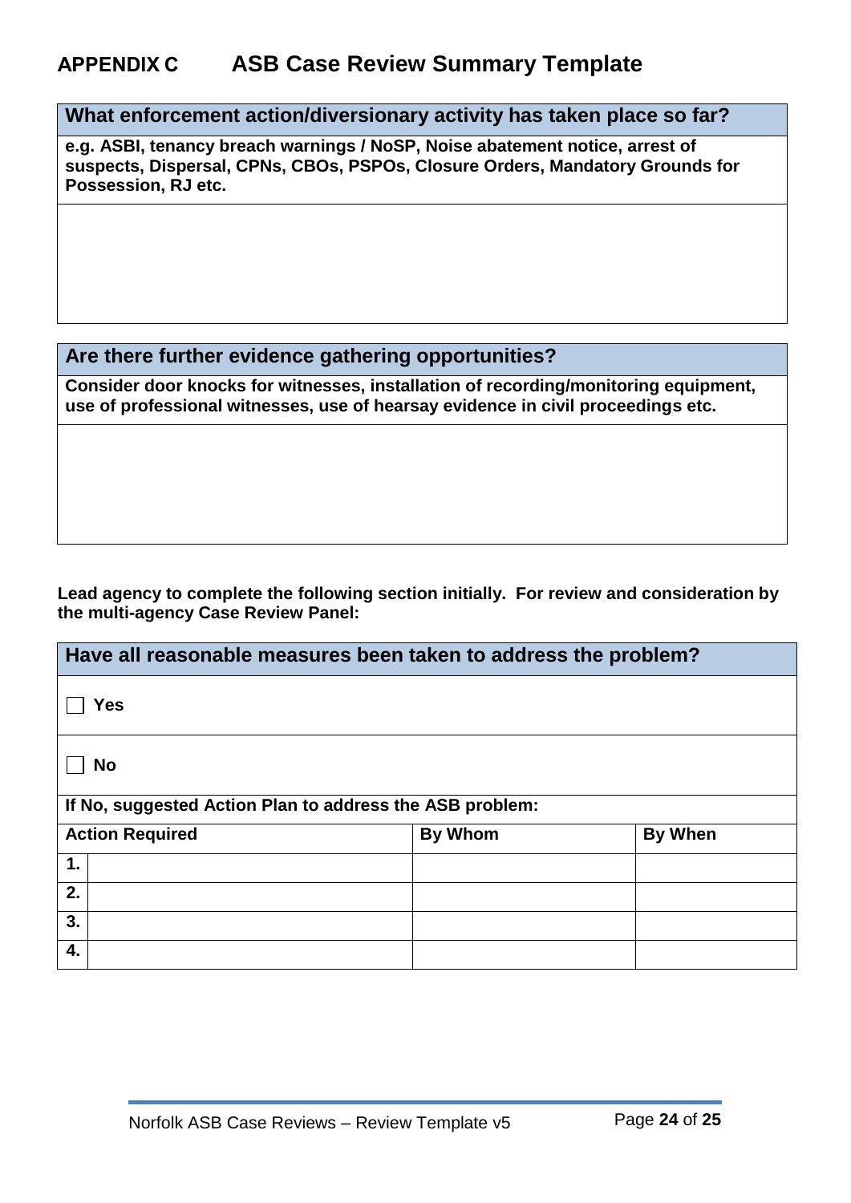## APPENDIX C ASB Case Review Summary Template

| What enforcement action/diversionary activity has taken place so far? |
|---|
| **e.g. ASBI, tenancy breach warnings / NoSP, Noise abatement notice, arrest of suspects, Dispersal, CPNs, CBOs, PSPOs, Closure Orders, Mandatory Grounds for Possession, RJ etc.** |
| |

| Are there further evidence gathering opportunities? |
|---|
| **Consider door knocks for witnesses, installation of recording/monitoring equipment, use of professional witnesses, use of hearsay evidence in civil proceedings etc.** |
| |

**Lead agency to complete the following section initially. For review and consideration by the multi-agency Case Review Panel:**

| Have all reasonable measures been taken to address the problem? | | | |
|---|---|---|---|
| ☐ **Yes** | | | |
| ☐ **No** | | | |
| **If No, suggested Action Plan to address the ASB problem:** | | | |
| **Action Required** | | **By Whom** | **By When** |
| **1.** | | | |
| **2.** | | | |
| **3.** | | | |
| **4.** | | | |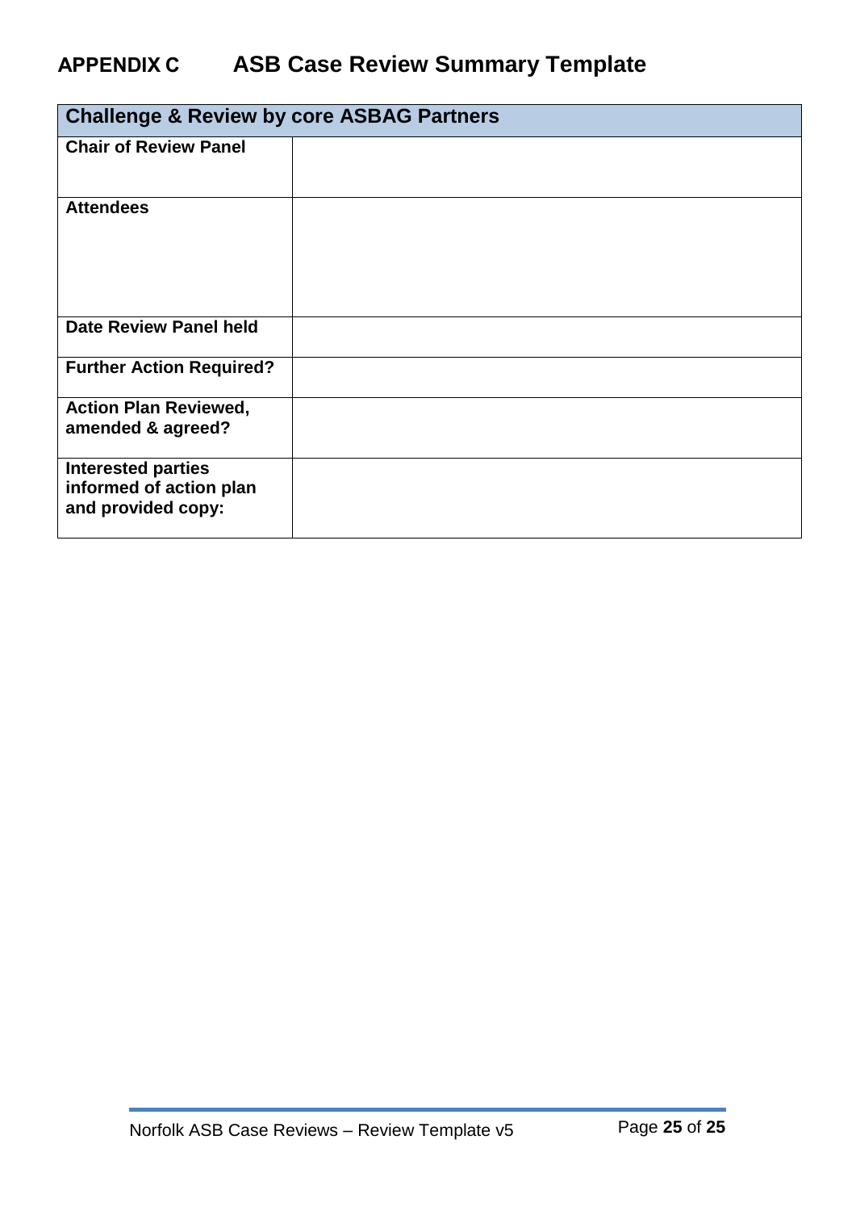# APPENDIX C ASB Case Review Summary Template

| Challenge & Review by core ASBAG Partners | |
|---|---|
| **Chair of Review Panel** | |
| **Attendees** | |
| **Date Review Panel held** | |
| **Further Action Required?** | |
| **Action Plan Reviewed, amended & agreed?** | |
| **Interested parties informed of action plan and provided copy:** | |